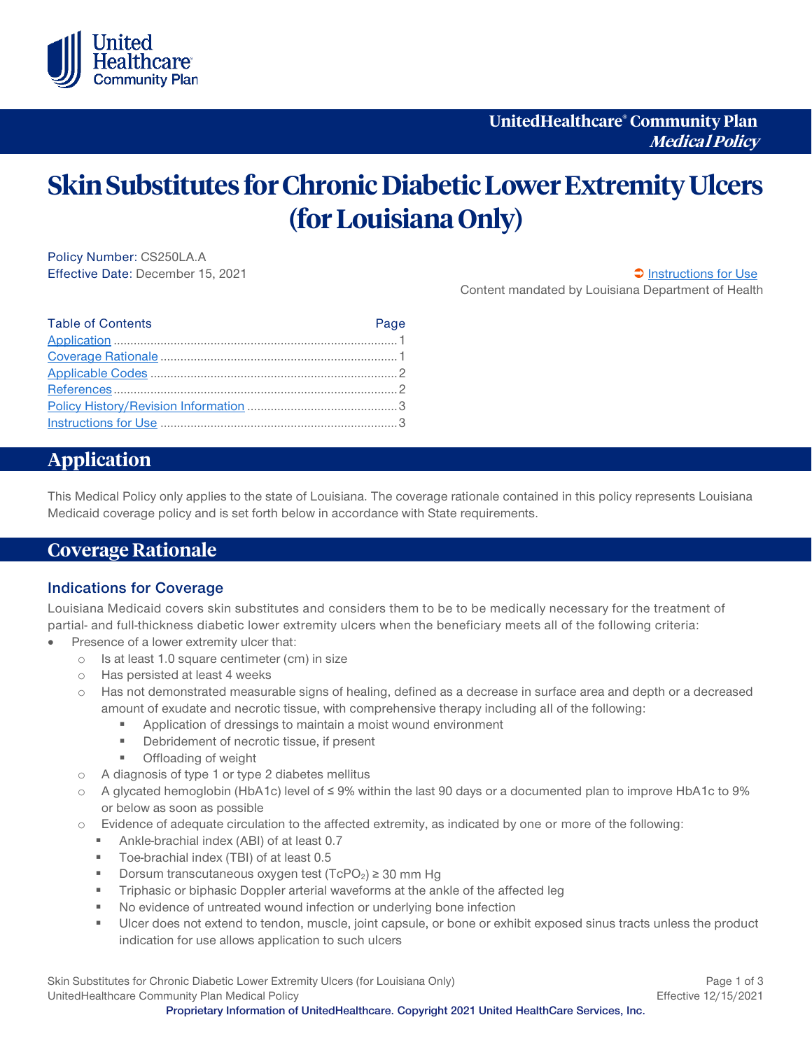UnitedHealthcare® Community Plan
*Medical Policy*

# Skin Substitutes for Chronic Diabetic Lower Extremity Ulcers (for Louisiana Only)

Policy Number: CS250LA.A
Effective Date: December 15, 2021

➲ Instructions for Use

Content mandated by Louisiana Department of Health

| Table of Contents | Page |
|---|---|
| Application | 1 |
| Coverage Rationale | 1 |
| Applicable Codes | 2 |
| References | 2 |
| Policy History/Revision Information | 3 |
| Instructions for Use | 3 |

## Application

This Medical Policy only applies to the state of Louisiana. The coverage rationale contained in this policy represents Louisiana Medicaid coverage policy and is set forth below in accordance with State requirements.

## Coverage Rationale

### Indications for Coverage

Louisiana Medicaid covers skin substitutes and considers them to be to be medically necessary for the treatment of partial- and full-thickness diabetic lower extremity ulcers when the beneficiary meets all of the following criteria:

- Presence of a lower extremity ulcer that:
  - Is at least 1.0 square centimeter (cm) in size
  - Has persisted at least 4 weeks
  - Has not demonstrated measurable signs of healing, defined as a decrease in surface area and depth or a decreased amount of exudate and necrotic tissue, with comprehensive therapy including all of the following:
    - Application of dressings to maintain a moist wound environment
    - Debridement of necrotic tissue, if present
    - Offloading of weight
  - A diagnosis of type 1 or type 2 diabetes mellitus
  - A glycated hemoglobin (HbA1c) level of ≤ 9% within the last 90 days or a documented plan to improve HbA1c to 9% or below as soon as possible
  - Evidence of adequate circulation to the affected extremity, as indicated by one or more of the following:
    - Ankle-brachial index (ABI) of at least 0.7
    - Toe-brachial index (TBI) of at least 0.5
    - Dorsum transcutaneous oxygen test ($TcPO_2$) ≥ 30 mm Hg
    - Triphasic or biphasic Doppler arterial waveforms at the ankle of the affected leg
    - No evidence of untreated wound infection or underlying bone infection
    - Ulcer does not extend to tendon, muscle, joint capsule, or bone or exhibit exposed sinus tracts unless the product indication for use allows application to such ulcers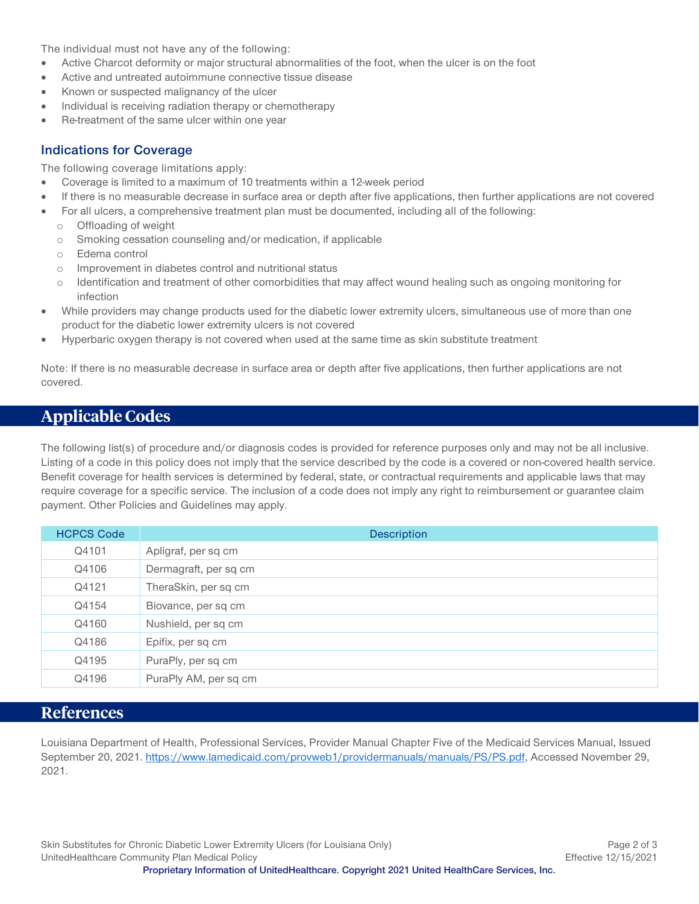The individual must not have any of the following:

- Active Charcot deformity or major structural abnormalities of the foot, when the ulcer is on the foot
- Active and untreated autoimmune connective tissue disease
- Known or suspected malignancy of the ulcer
- Individual is receiving radiation therapy or chemotherapy
- Re-treatment of the same ulcer within one year

### Indications for Coverage

The following coverage limitations apply:

- Coverage is limited to a maximum of 10 treatments within a 12-week period
- If there is no measurable decrease in surface area or depth after five applications, then further applications are not covered
- For all ulcers, a comprehensive treatment plan must be documented, including all of the following:
  - Offloading of weight
  - Smoking cessation counseling and/or medication, if applicable
  - Edema control
  - Improvement in diabetes control and nutritional status
  - Identification and treatment of other comorbidities that may affect wound healing such as ongoing monitoring for infection
- While providers may change products used for the diabetic lower extremity ulcers, simultaneous use of more than one product for the diabetic lower extremity ulcers is not covered
- Hyperbaric oxygen therapy is not covered when used at the same time as skin substitute treatment

Note: If there is no measurable decrease in surface area or depth after five applications, then further applications are not covered.

## Applicable Codes

The following list(s) of procedure and/or diagnosis codes is provided for reference purposes only and may not be all inclusive. Listing of a code in this policy does not imply that the service described by the code is a covered or non-covered health service. Benefit coverage for health services is determined by federal, state, or contractual requirements and applicable laws that may require coverage for a specific service. The inclusion of a code does not imply any right to reimbursement or guarantee claim payment. Other Policies and Guidelines may apply.

| HCPCS Code | Description |
|---|---|
| Q4101 | Apligraf, per sq cm |
| Q4106 | Dermagraft, per sq cm |
| Q4121 | TheraSkin, per sq cm |
| Q4154 | Biovance, per sq cm |
| Q4160 | Nushield, per sq cm |
| Q4186 | Epifix, per sq cm |
| Q4195 | PuraPly, per sq cm |
| Q4196 | PuraPly AM, per sq cm |

## References

Louisiana Department of Health, Professional Services, Provider Manual Chapter Five of the Medicaid Services Manual, Issued September 20, 2021. https://www.lamedicaid.com/provweb1/providermanuals/manuals/PS/PS.pdf, Accessed November 29, 2021.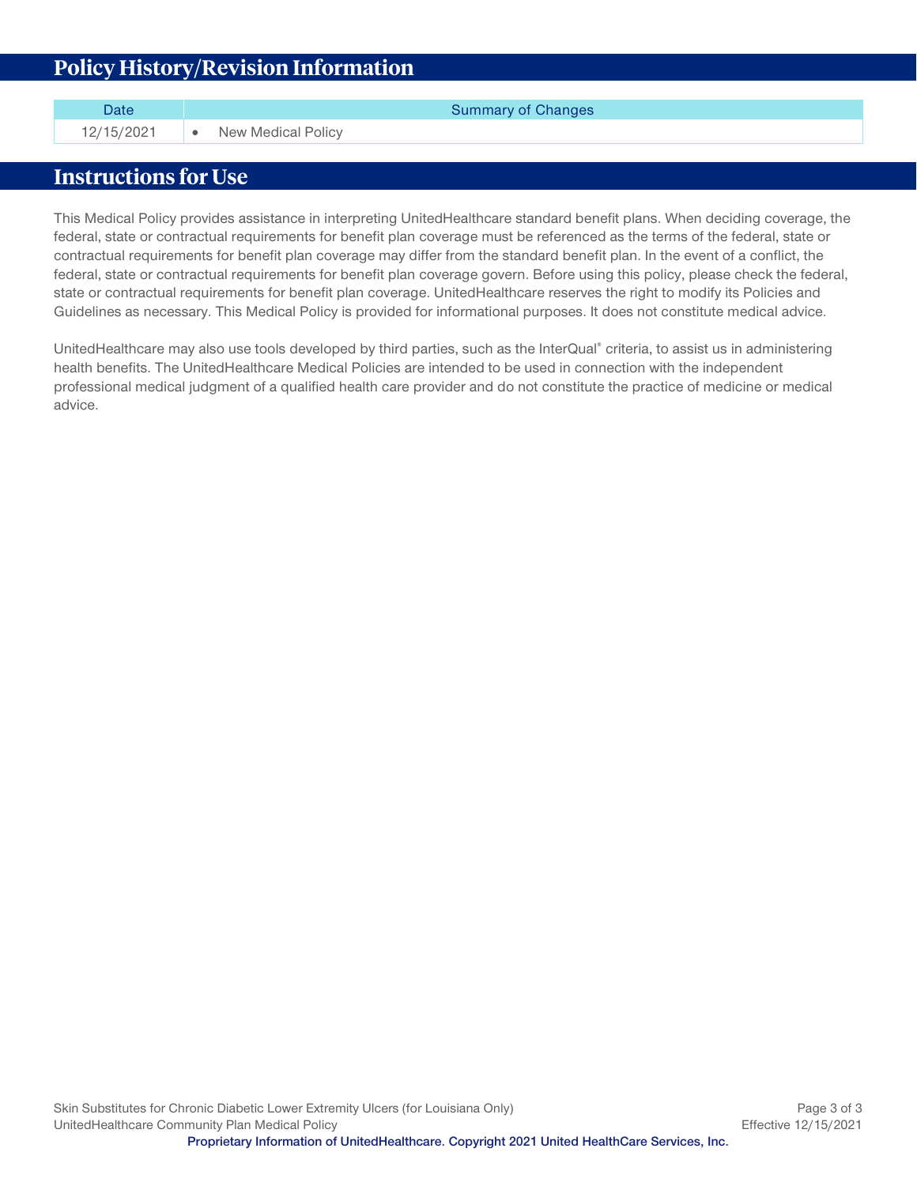## Policy History/Revision Information

| Date | Summary of Changes |
|---|---|
| 12/15/2021 | • New Medical Policy |

## Instructions for Use

This Medical Policy provides assistance in interpreting UnitedHealthcare standard benefit plans. When deciding coverage, the federal, state or contractual requirements for benefit plan coverage must be referenced as the terms of the federal, state or contractual requirements for benefit plan coverage may differ from the standard benefit plan. In the event of a conflict, the federal, state or contractual requirements for benefit plan coverage govern. Before using this policy, please check the federal, state or contractual requirements for benefit plan coverage. UnitedHealthcare reserves the right to modify its Policies and Guidelines as necessary. This Medical Policy is provided for informational purposes. It does not constitute medical advice.

UnitedHealthcare may also use tools developed by third parties, such as the InterQual® criteria, to assist us in administering health benefits. The UnitedHealthcare Medical Policies are intended to be used in connection with the independent professional medical judgment of a qualified health care provider and do not constitute the practice of medicine or medical advice.